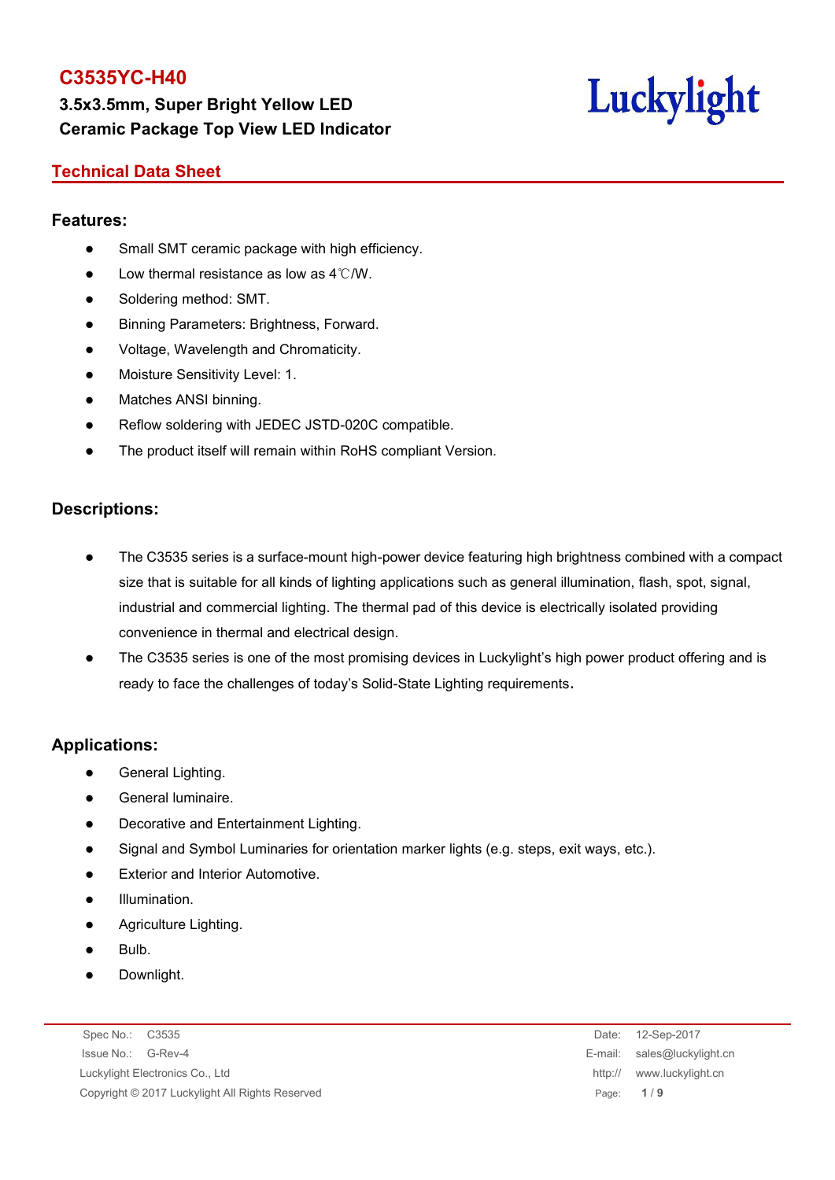# C3535YC-H40

**3.5x3.5mm, Super Bright Yellow LED**
**Ceramic Package Top View LED Indicator**

Luckylight

## Technical Data Sheet

### Features:

- Small SMT ceramic package with high efficiency.
- Low thermal resistance as low as 4℃/W.
- Soldering method: SMT.
- Binning Parameters: Brightness, Forward.
- Voltage, Wavelength and Chromaticity.
- Moisture Sensitivity Level: 1.
- Matches ANSI binning.
- Reflow soldering with JEDEC JSTD-020C compatible.
- The product itself will remain within RoHS compliant Version.

### Descriptions:

- The C3535 series is a surface-mount high-power device featuring high brightness combined with a compact size that is suitable for all kinds of lighting applications such as general illumination, flash, spot, signal, industrial and commercial lighting. The thermal pad of this device is electrically isolated providing convenience in thermal and electrical design.
- The C3535 series is one of the most promising devices in Luckylight's high power product offering and is ready to face the challenges of today's Solid-State Lighting requirements.

### Applications:

- General Lighting.
- General luminaire.
- Decorative and Entertainment Lighting.
- Signal and Symbol Luminaries for orientation marker lights (e.g. steps, exit ways, etc.).
- Exterior and Interior Automotive.
- Illumination.
- Agriculture Lighting.
- Bulb.
- Downlight.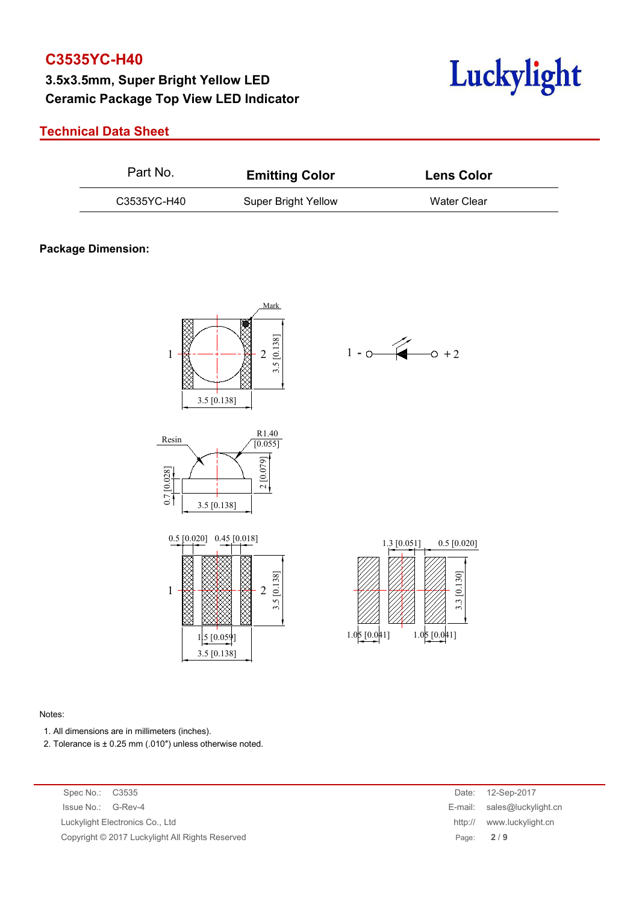# C3535YC-H40

**3.5x3.5mm, Super Bright Yellow LED**
**Ceramic Package Top View LED Indicator**

## Technical Data Sheet

| Part No. | Emitting Color | Lens Color |
|---|---|---|
| C3535YC-H40 | Super Bright Yellow | Water Clear |

**Package Dimension:**

Notes:

1. All dimensions are in millimeters (inches).
2. Tolerance is ± 0.25 mm (.010″) unless otherwise noted.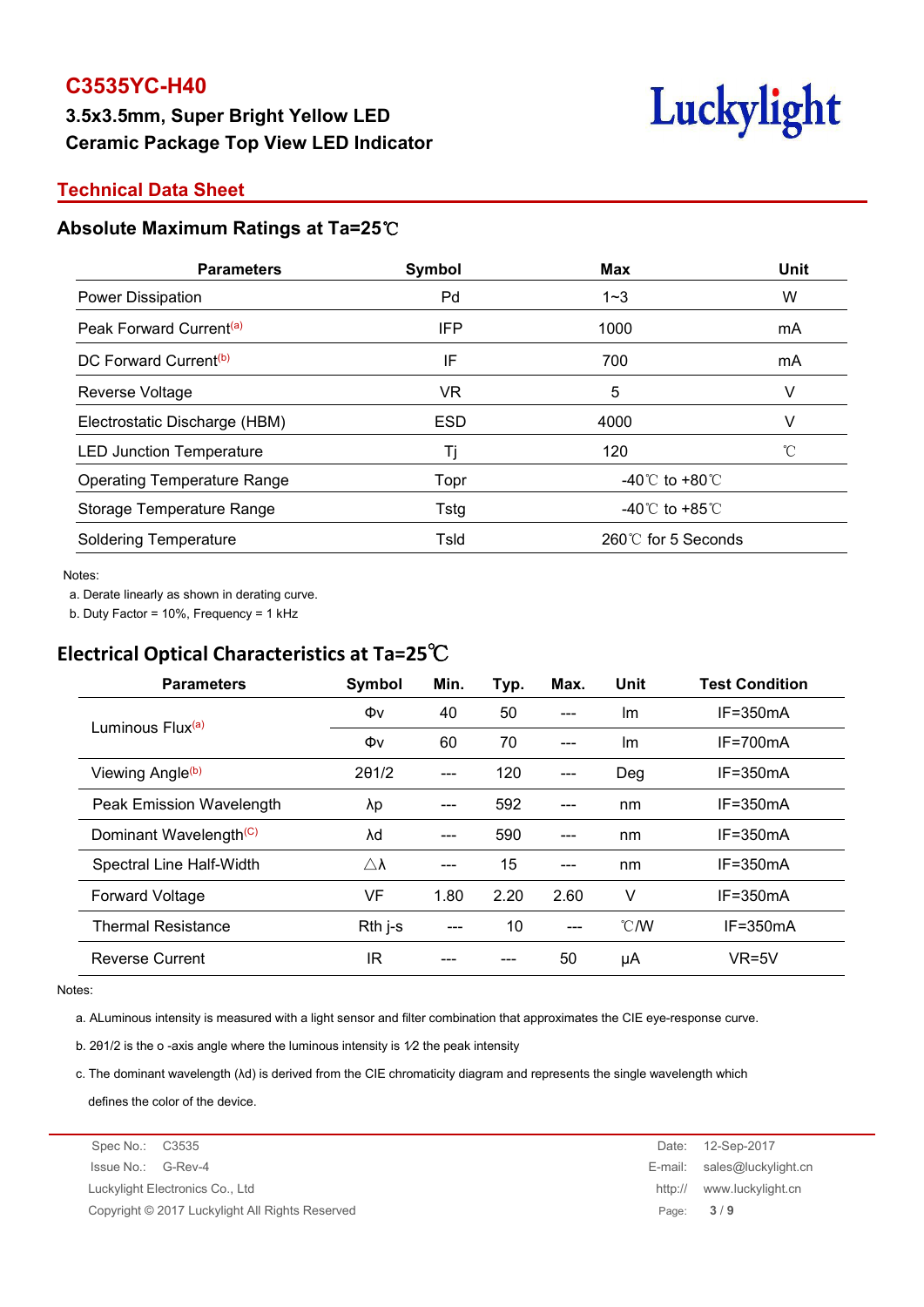# C3535YC-H40

**3.5x3.5mm, Super Bright Yellow LED**
**Ceramic Package Top View LED Indicator**

Luckylight

## Technical Data Sheet

### Absolute Maximum Ratings at Ta=25℃

| Parameters | Symbol | Max | Unit |
|---|---|---|---|
| Power Dissipation | Pd | 1~3 | W |
| Peak Forward Current[(a)] | IFP | 1000 | mA |
| DC Forward Current[(b)] | IF | 700 | mA |
| Reverse Voltage | VR | 5 | V |
| Electrostatic Discharge (HBM) | ESD | 4000 | V |
| LED Junction Temperature | Tj | 120 | ℃ |
| Operating Temperature Range | Topr | -40℃ to +80℃ | |
| Storage Temperature Range | Tstg | -40℃ to +85℃ | |
| Soldering Temperature | Tsld | 260℃ for 5 Seconds | |

Notes:

a. Derate linearly as shown in derating curve.

b. Duty Factor = 10%, Frequency = 1 kHz

### Electrical Optical Characteristics at Ta=25℃

| Parameters | Symbol | Min. | Typ. | Max. | Unit | Test Condition |
|---|---|---|---|---|---|---|
| Luminous Flux[(a)] | Φv | 40 | 50 | --- | lm | IF=350mA |
| | Φv | 60 | 70 | --- | lm | IF=700mA |
| Viewing Angle[(b)] | 2θ1/2 | --- | 120 | --- | Deg | IF=350mA |
| Peak Emission Wavelength | λp | --- | 592 | --- | nm | IF=350mA |
| Dominant Wavelength[(C)] | λd | --- | 590 | --- | nm | IF=350mA |
| Spectral Line Half-Width | △λ | --- | 15 | --- | nm | IF=350mA |
| Forward Voltage | VF | 1.80 | 2.20 | 2.60 | V | IF=350mA |
| Thermal Resistance | Rth j-s | --- | 10 | --- | ℃/W | IF=350mA |
| Reverse Current | IR | --- | --- | 50 | μA | VR=5V |

Notes:

a. ALuminous intensity is measured with a light sensor and filter combination that approximates the CIE eye-response curve.

b. 2θ1/2 is the o -axis angle where the luminous intensity is 1⁄2 the peak intensity

c. The dominant wavelength (λd) is derived from the CIE chromaticity diagram and represents the single wavelength which defines the color of the device.

Spec No.: C3535 | Date: 12-Sep-2017
Issue No.: G-Rev-4 | E-mail: sales@luckylight.cn
Luckylight Electronics Co., Ltd | http:// www.luckylight.cn
Copyright © 2017 Luckylight All Rights Reserved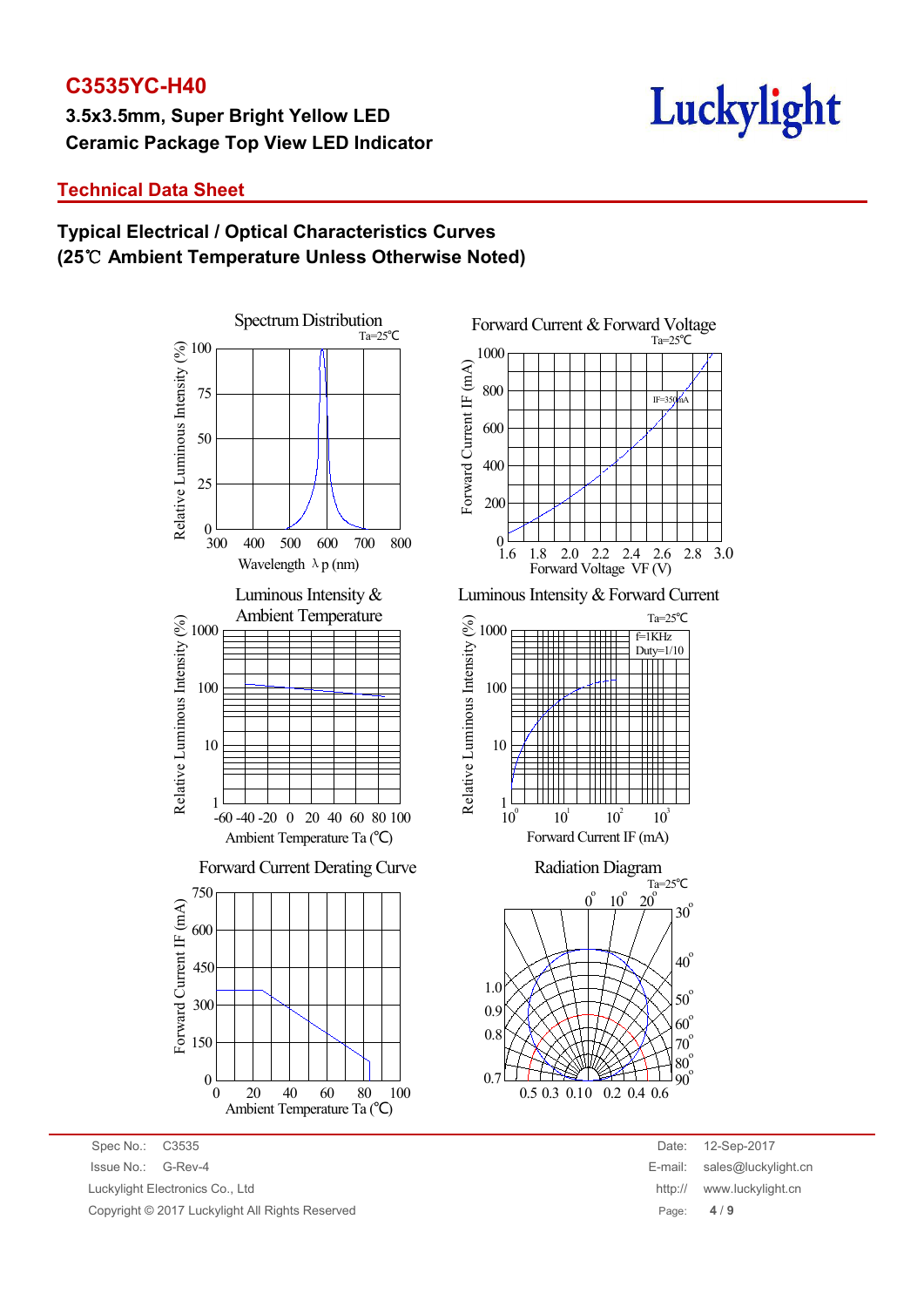# C3535YC-H40

**3.5x3.5mm, Super Bright Yellow LED**
**Ceramic Package Top View LED Indicator**

## Technical Data Sheet

### Typical Electrical / Optical Characteristics Curves
### (25℃ Ambient Temperature Unless Otherwise Noted)

Spectrum Distribution

Forward Current & Forward Voltage

Luminous Intensity & Ambient Temperature

Luminous Intensity & Forward Current

Forward Current Derating Curve

Radiation Diagram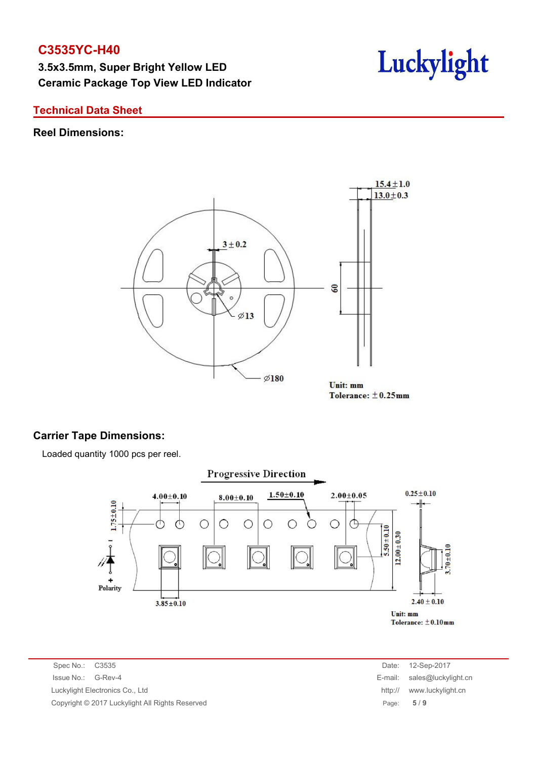# C3535YC-H40

**3.5x3.5mm, Super Bright Yellow LED**
**Ceramic Package Top View LED Indicator**

## Technical Data Sheet

### Reel Dimensions:

### Carrier Tape Dimensions:

Loaded quantity 1000 pcs per reel.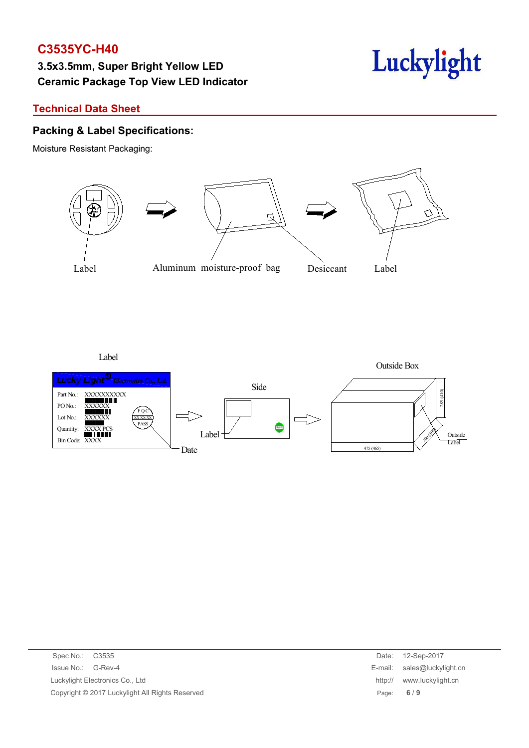## Technical Data Sheet

## Packing & Label Specifications:

Moisture Resistant Packaging:

Label

Aluminum moisture-proof bag

Desiccant

Label

Label

Lucky Light Electronics Co., Ltd

Part No.: XXXXXXXXXX

PO No.: XXXXXX

Lot No.: XXXXXX

Quantity: XXXX PCS

Bin Code: XXXX

FQC XXXXXX PASS

Date

Side

Label

Outside Box

Outside Label

475 (465)

300 (310)

285 (410)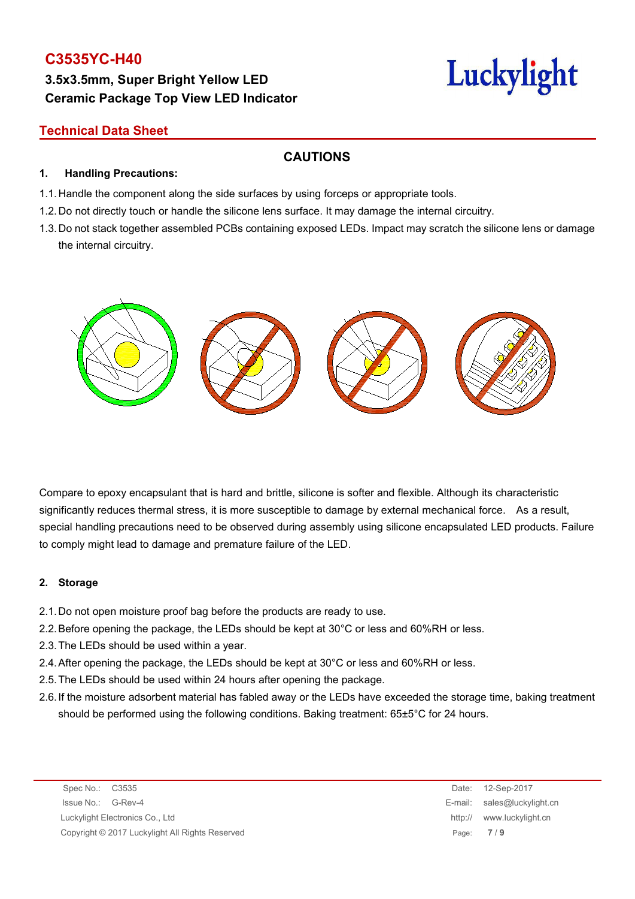# C3535YC-H40

**3.5x3.5mm, Super Bright Yellow LED**
**Ceramic Package Top View LED Indicator**

## Technical Data Sheet

## CAUTIONS

### 1. Handling Precautions:

1.1. Handle the component along the side surfaces by using forceps or appropriate tools.

1.2. Do not directly touch or handle the silicone lens surface. It may damage the internal circuitry.

1.3. Do not stack together assembled PCBs containing exposed LEDs. Impact may scratch the silicone lens or damage the internal circuitry.

Compare to epoxy encapsulant that is hard and brittle, silicone is softer and flexible. Although its characteristic significantly reduces thermal stress, it is more susceptible to damage by external mechanical force. As a result, special handling precautions need to be observed during assembly using silicone encapsulated LED products. Failure to comply might lead to damage and premature failure of the LED.

### 2. Storage

2.1. Do not open moisture proof bag before the products are ready to use.

2.2. Before opening the package, the LEDs should be kept at 30°C or less and 60%RH or less.

2.3. The LEDs should be used within a year.

2.4. After opening the package, the LEDs should be kept at 30°C or less and 60%RH or less.

2.5. The LEDs should be used within 24 hours after opening the package.

2.6. If the moisture adsorbent material has fabled away or the LEDs have exceeded the storage time, baking treatment should be performed using the following conditions. Baking treatment: 65±5°C for 24 hours.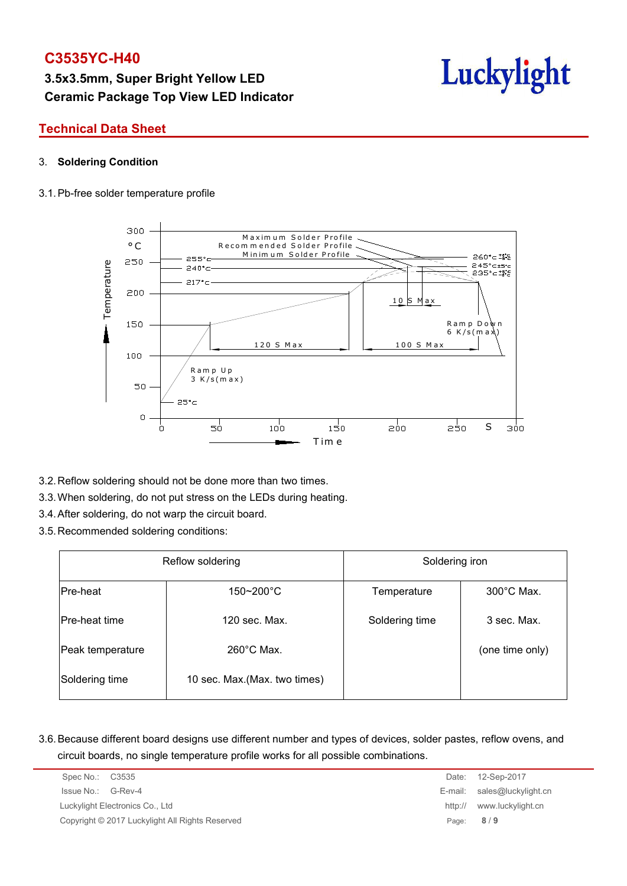# C3535YC-H40

**3.5x3.5mm, Super Bright Yellow LED**
**Ceramic Package Top View LED Indicator**

## Technical Data Sheet

### 3. Soldering Condition

3.1. Pb-free solder temperature profile

3.2. Reflow soldering should not be done more than two times.

3.3. When soldering, do not put stress on the LEDs during heating.

3.4. After soldering, do not warp the circuit board.

3.5. Recommended soldering conditions:

| Reflow soldering | | Soldering iron | |
|---|---|---|---|
| Pre-heat | 150~200°C | Temperature | 300°C Max. |
| Pre-heat time | 120 sec. Max. | Soldering time | 3 sec. Max. |
| Peak temperature | 260°C Max. | | (one time only) |
| Soldering time | 10 sec. Max.(Max. two times) | | |

3.6. Because different board designs use different number and types of devices, solder pastes, reflow ovens, and circuit boards, no single temperature profile works for all possible combinations.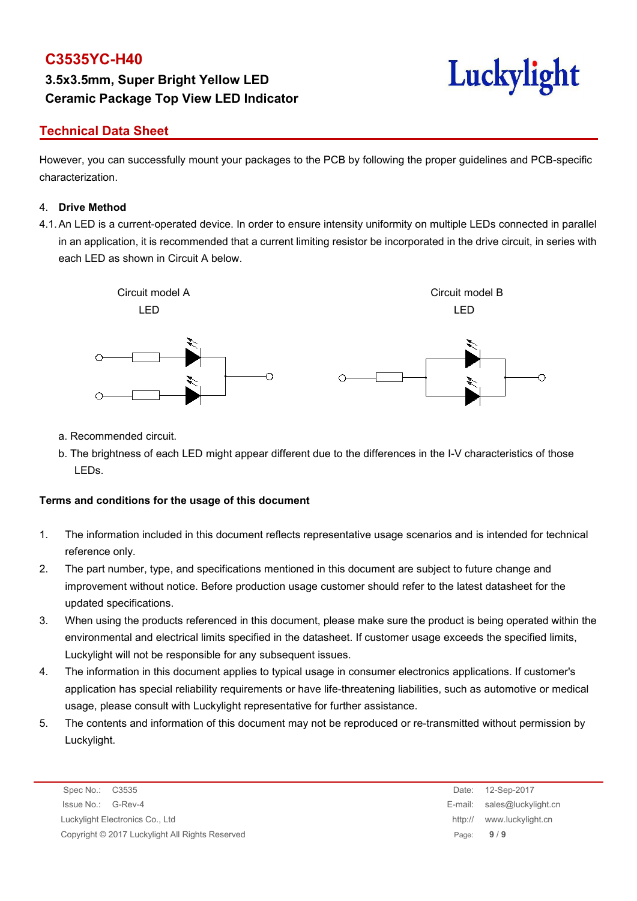However, you can successfully mount your packages to the PCB by following the proper guidelines and PCB-specific characterization.

4. **Drive Method**

4.1. An LED is a current-operated device. In order to ensure intensity uniformity on multiple LEDs connected in parallel in an application, it is recommended that a current limiting resistor be incorporated in the drive circuit, in series with each LED as shown in Circuit A below.

Circuit model A

LED

Circuit model B

LED

a. Recommended circuit.

b. The brightness of each LED might appear different due to the differences in the I-V characteristics of those LEDs.

**Terms and conditions for the usage of this document**

1. The information included in this document reflects representative usage scenarios and is intended for technical reference only.
2. The part number, type, and specifications mentioned in this document are subject to future change and improvement without notice. Before production usage customer should refer to the latest datasheet for the updated specifications.
3. When using the products referenced in this document, please make sure the product is being operated within the environmental and electrical limits specified in the datasheet. If customer usage exceeds the specified limits, Luckylight will not be responsible for any subsequent issues.
4. The information in this document applies to typical usage in consumer electronics applications. If customer's application has special reliability requirements or have life-threatening liabilities, such as automotive or medical usage, please consult with Luckylight representative for further assistance.
5. The contents and information of this document may not be reproduced or re-transmitted without permission by Luckylight.